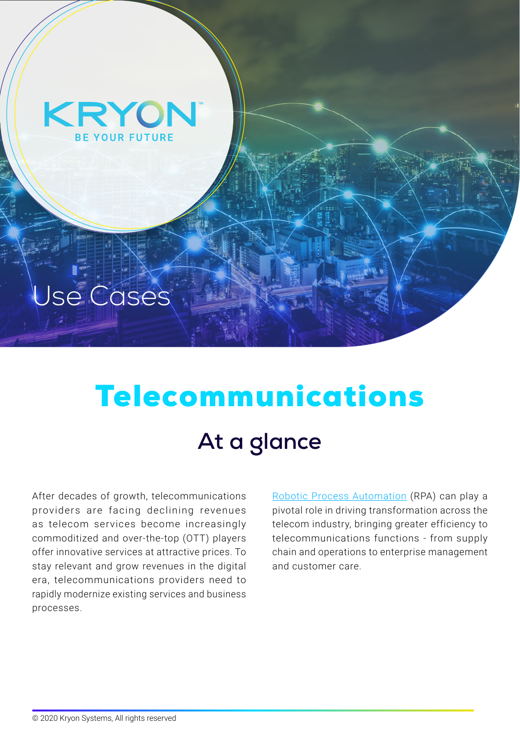KRYON

BE YOUR FUTURE

Use Cases

# Telecommunications

## At a glance

After decades of growth, telecommunications providers are facing declining revenues as telecom services become increasingly commoditized and over-the-top (OTT) players offer innovative services at attractive prices. To stay relevant and grow revenues in the digital era, telecommunications providers need to rapidly modernize existing services and business processes.

Robotic Process Automation (RPA) can play a pivotal role in driving transformation across the telecom industry, bringing greater efficiency to telecommunications functions - from supply chain and operations to enterprise management and customer care.

© 2020 Kryon Systems, All rights reserved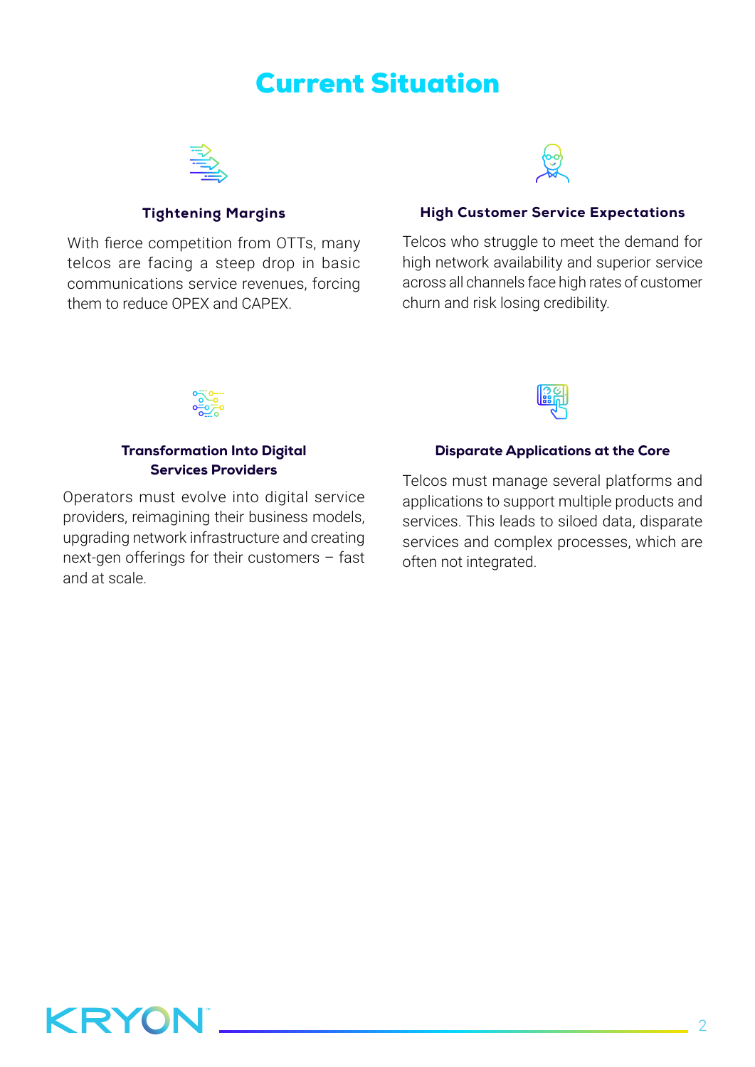# Current Situation

### Tightening Margins

With fierce competition from OTTs, many telcos are facing a steep drop in basic communications service revenues, forcing them to reduce OPEX and CAPEX.

### High Customer Service Expectations

Telcos who struggle to meet the demand for high network availability and superior service across all channels face high rates of customer churn and risk losing credibility.

### Transformation Into Digital Services Providers

Operators must evolve into digital service providers, reimagining their business models, upgrading network infrastructure and creating next-gen offerings for their customers – fast and at scale.

### Disparate Applications at the Core

Telcos must manage several platforms and applications to support multiple products and services. This leads to siloed data, disparate services and complex processes, which are often not integrated.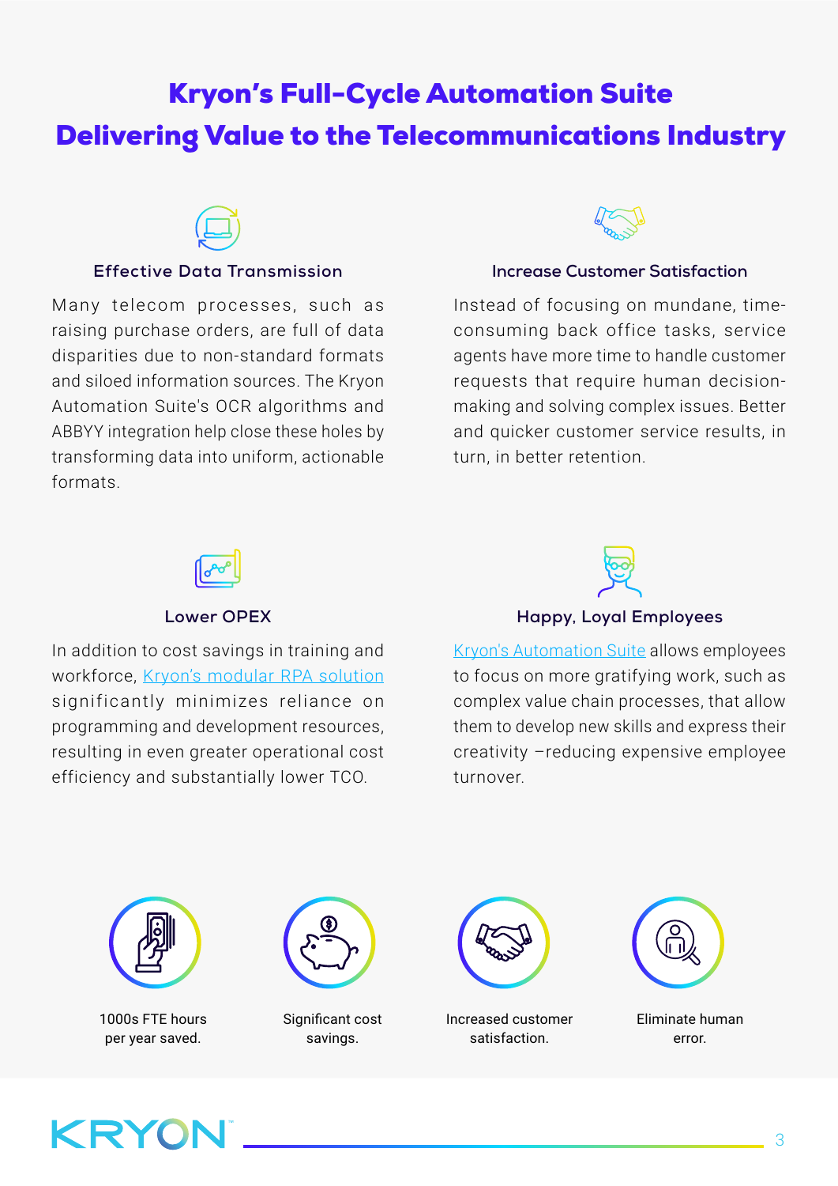# Kryon's Full-Cycle Automation Suite Delivering Value to the Telecommunications Industry

### Effective Data Transmission

Many telecom processes, such as raising purchase orders, are full of data disparities due to non-standard formats and siloed information sources. The Kryon Automation Suite's OCR algorithms and ABBYY integration help close these holes by transforming data into uniform, actionable formats.

### Increase Customer Satisfaction

Instead of focusing on mundane, time-consuming back office tasks, service agents have more time to handle customer requests that require human decision-making and solving complex issues. Better and quicker customer service results, in turn, in better retention.

### Lower OPEX

In addition to cost savings in training and workforce, Kryon's modular RPA solution significantly minimizes reliance on programming and development resources, resulting in even greater operational cost efficiency and substantially lower TCO.

### Happy, Loyal Employees

Kryon's Automation Suite allows employees to focus on more gratifying work, such as complex value chain processes, that allow them to develop new skills and express their creativity –reducing expensive employee turnover.

1000s FTE hours per year saved.

Significant cost savings.

Increased customer satisfaction.

Eliminate human error.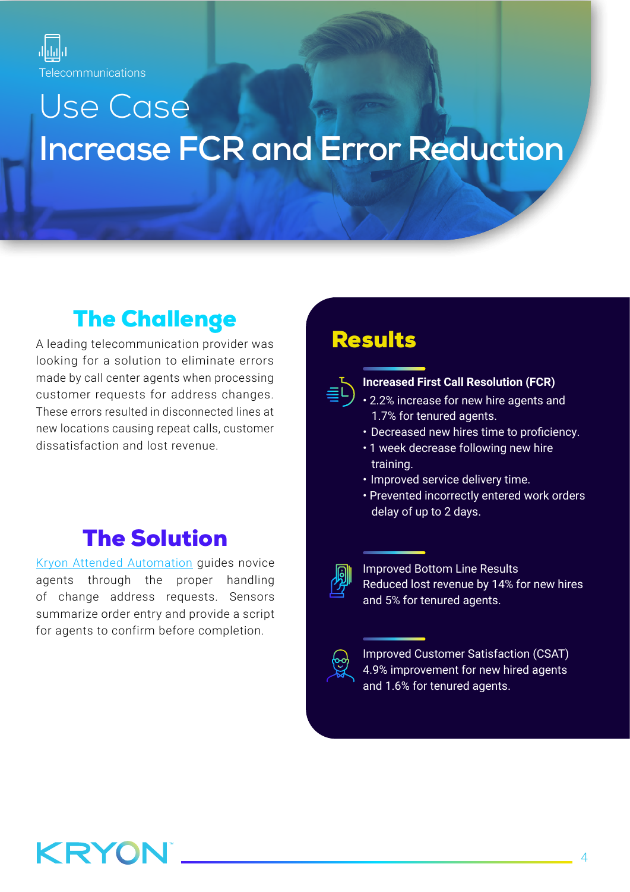Telecommunications

# Use Case

# Increase FCR and Error Reduction

## The Challenge

A leading telecommunication provider was looking for a solution to eliminate errors made by call center agents when processing customer requests for address changes. These errors resulted in disconnected lines at new locations causing repeat calls, customer dissatisfaction and lost revenue.

## The Solution

Kryon Attended Automation guides novice agents through the proper handling of change address requests. Sensors summarize order entry and provide a script for agents to confirm before completion.

## Results

**Increased First Call Resolution (FCR)**

- 2.2% increase for new hire agents and 1.7% for tenured agents.
- Decreased new hires time to proficiency.
- 1 week decrease following new hire training.
- Improved service delivery time.
- Prevented incorrectly entered work orders delay of up to 2 days.

Improved Bottom Line Results
Reduced lost revenue by 14% for new hires and 5% for tenured agents.

Improved Customer Satisfaction (CSAT)
4.9% improvement for new hired agents and 1.6% for tenured agents.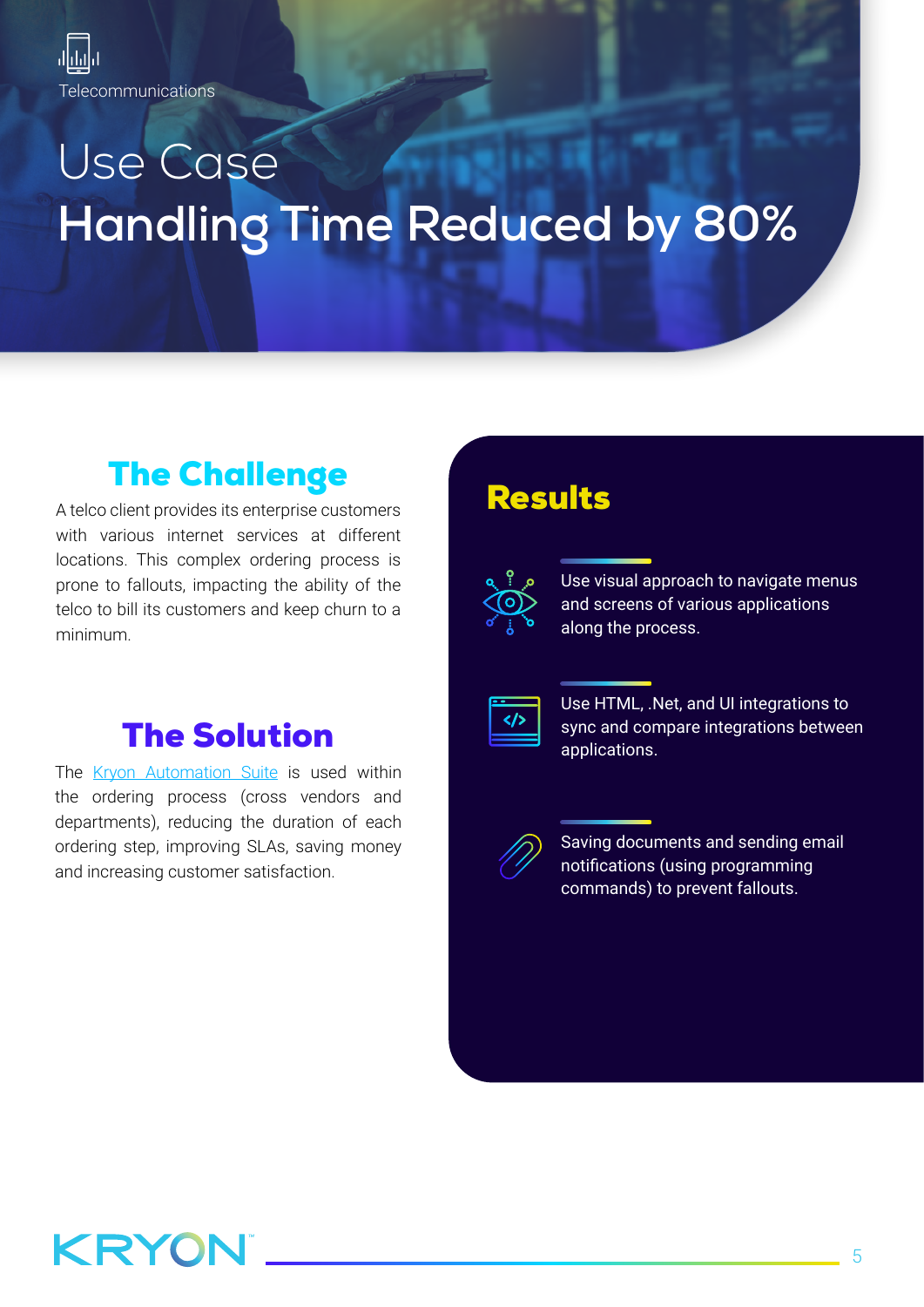Telecommunications

# Use Case
# Handling Time Reduced by 80%

## The Challenge

A telco client provides its enterprise customers with various internet services at different locations. This complex ordering process is prone to fallouts, impacting the ability of the telco to bill its customers and keep churn to a minimum.

## The Solution

The Kryon Automation Suite is used within the ordering process (cross vendors and departments), reducing the duration of each ordering step, improving SLAs, saving money and increasing customer satisfaction.

## Results

- Use visual approach to navigate menus and screens of various applications along the process.
- Use HTML, .Net, and UI integrations to sync and compare integrations between applications.
- Saving documents and sending email notifications (using programming commands) to prevent fallouts.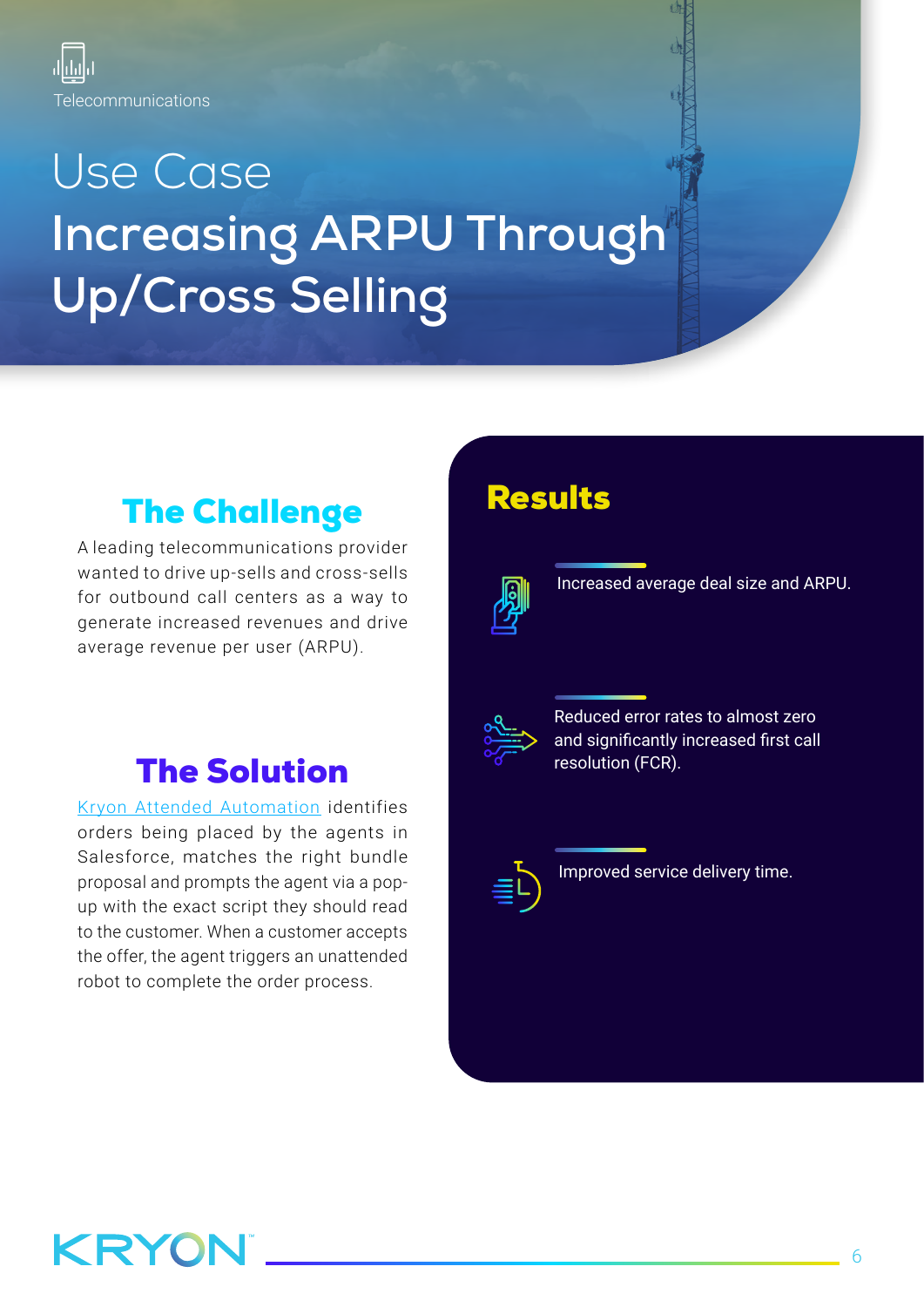Telecommunications

# Use Case
# Increasing ARPU Through Up/Cross Selling

## The Challenge

A leading telecommunications provider wanted to drive up-sells and cross-sells for outbound call centers as a way to generate increased revenues and drive average revenue per user (ARPU).

## The Solution

Kryon Attended Automation identifies orders being placed by the agents in Salesforce, matches the right bundle proposal and prompts the agent via a pop-up with the exact script they should read to the customer. When a customer accepts the offer, the agent triggers an unattended robot to complete the order process.

## Results

Increased average deal size and ARPU.

Reduced error rates to almost zero and significantly increased first call resolution (FCR).

Improved service delivery time.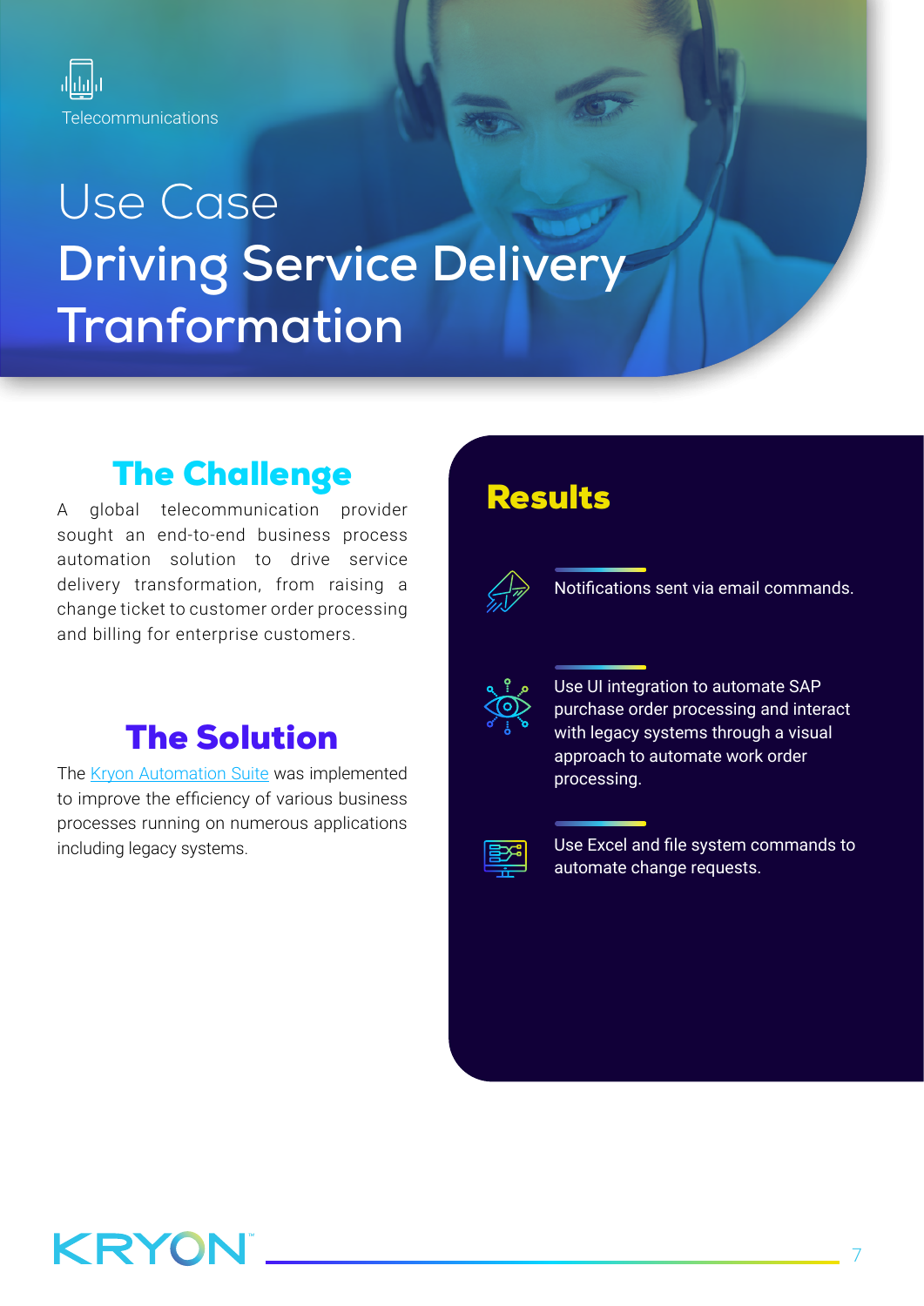Telecommunications

# Use Case
# Driving Service Delivery Tranformation

## The Challenge

A global telecommunication provider sought an end-to-end business process automation solution to drive service delivery transformation, from raising a change ticket to customer order processing and billing for enterprise customers.

## The Solution

The Kryon Automation Suite was implemented to improve the efficiency of various business processes running on numerous applications including legacy systems.

## Results

- Notifications sent via email commands.
- Use UI integration to automate SAP purchase order processing and interact with legacy systems through a visual approach to automate work order processing.
- Use Excel and file system commands to automate change requests.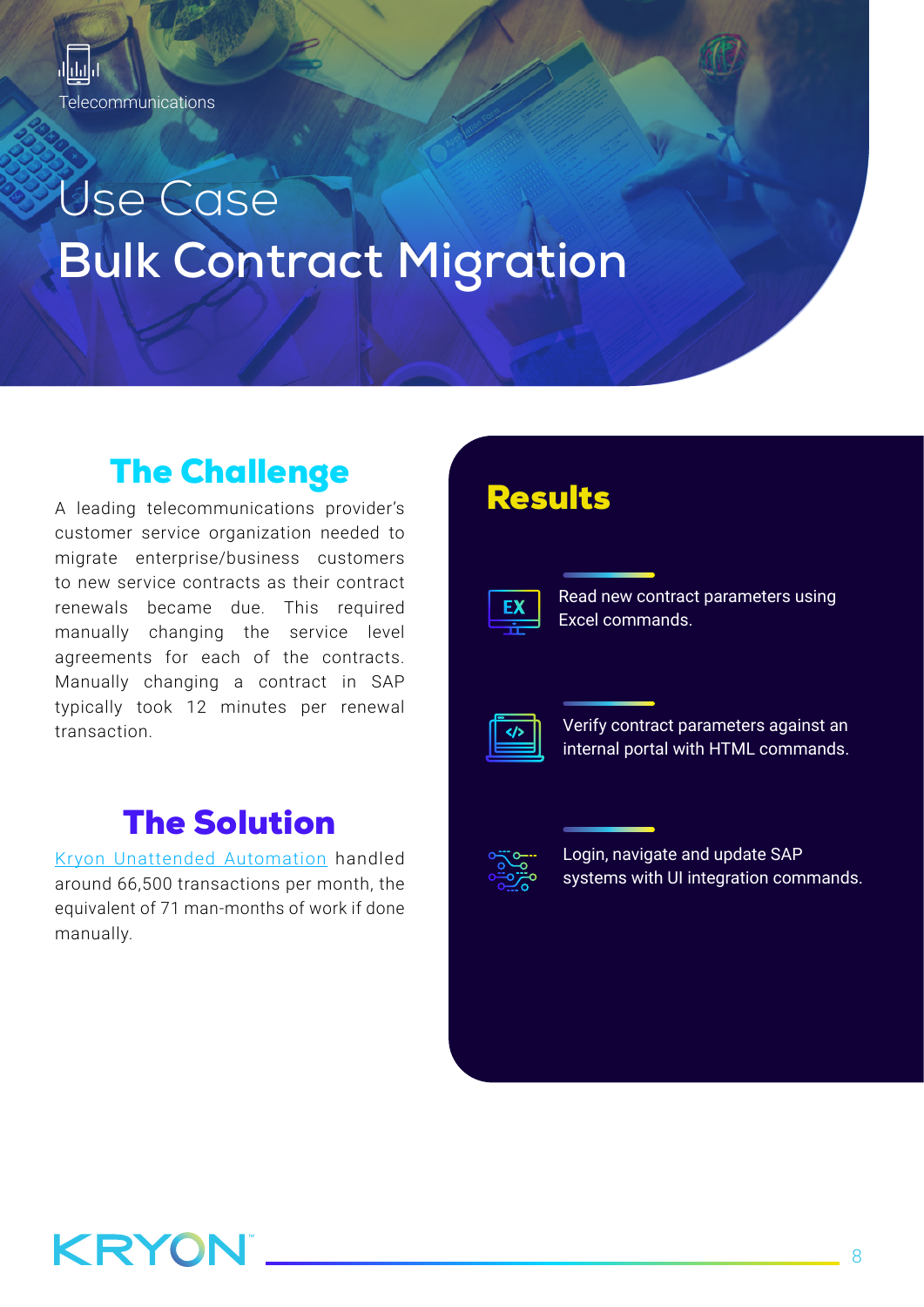Telecommunications

# Use Case
# Bulk Contract Migration

## The Challenge

A leading telecommunications provider's customer service organization needed to migrate enterprise/business customers to new service contracts as their contract renewals became due. This required manually changing the service level agreements for each of the contracts. Manually changing a contract in SAP typically took 12 minutes per renewal transaction.

## The Solution

[Kryon Unattended Automation] handled around 66,500 transactions per month, the equivalent of 71 man-months of work if done manually.

## Results

- Read new contract parameters using Excel commands.
- Verify contract parameters against an internal portal with HTML commands.
- Login, navigate and update SAP systems with UI integration commands.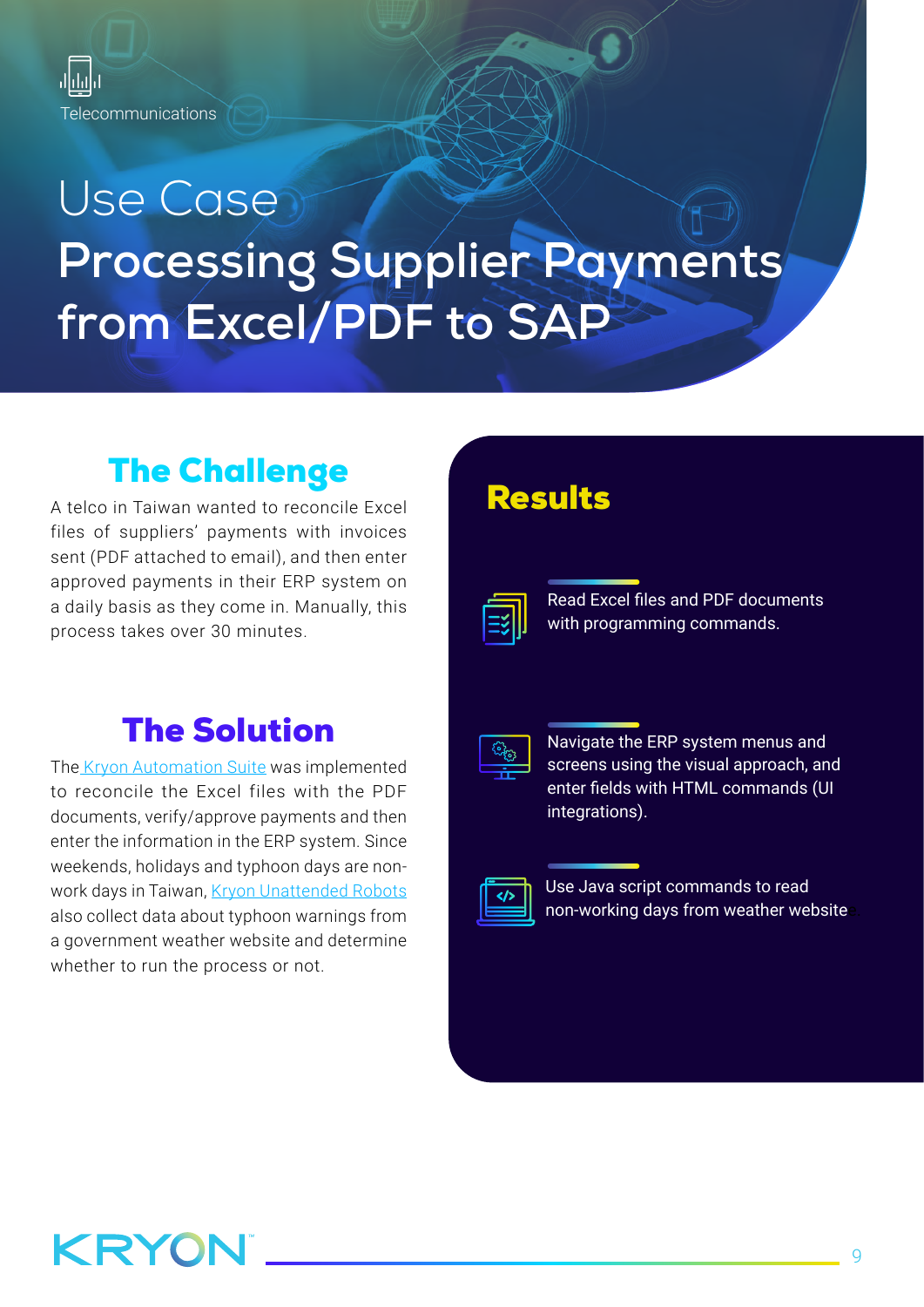Telecommunications

# Use Case
# Processing Supplier Payments from Excel/PDF to SAP

## The Challenge

A telco in Taiwan wanted to reconcile Excel files of suppliers' payments with invoices sent (PDF attached to email), and then enter approved payments in their ERP system on a daily basis as they come in. Manually, this process takes over 30 minutes.

## The Solution

The Kryon Automation Suite was implemented to reconcile the Excel files with the PDF documents, verify/approve payments and then enter the information in the ERP system. Since weekends, holidays and typhoon days are non-work days in Taiwan, Kryon Unattended Robots also collect data about typhoon warnings from a government weather website and determine whether to run the process or not.

## Results

- Read Excel files and PDF documents with programming commands.
- Navigate the ERP system menus and screens using the visual approach, and enter fields with HTML commands (UI integrations).
- Use Java script commands to read non-working days from weather website.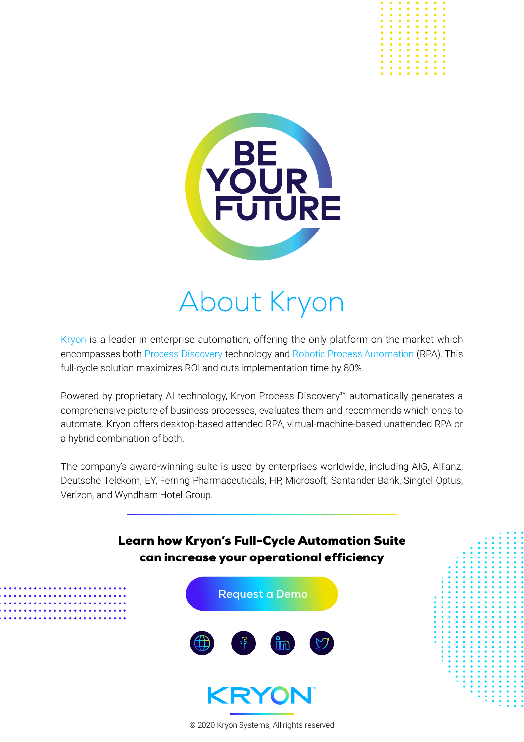BE YOUR FUTURE

# About Kryon

Kryon is a leader in enterprise automation, offering the only platform on the market which encompasses both Process Discovery technology and Robotic Process Automation (RPA). This full-cycle solution maximizes ROI and cuts implementation time by 80%.

Powered by proprietary AI technology, Kryon Process Discovery™ automatically generates a comprehensive picture of business processes, evaluates them and recommends which ones to automate. Kryon offers desktop-based attended RPA, virtual-machine-based unattended RPA or a hybrid combination of both.

The company's award-winning suite is used by enterprises worldwide, including AIG, Allianz, Deutsche Telekom, EY, Ferring Pharmaceuticals, HP, Microsoft, Santander Bank, Singtel Optus, Verizon, and Wyndham Hotel Group.

**Learn how Kryon's Full-Cycle Automation Suite can increase your operational efficiency**

Request a Demo

KRYON™

© 2020 Kryon Systems, All rights reserved